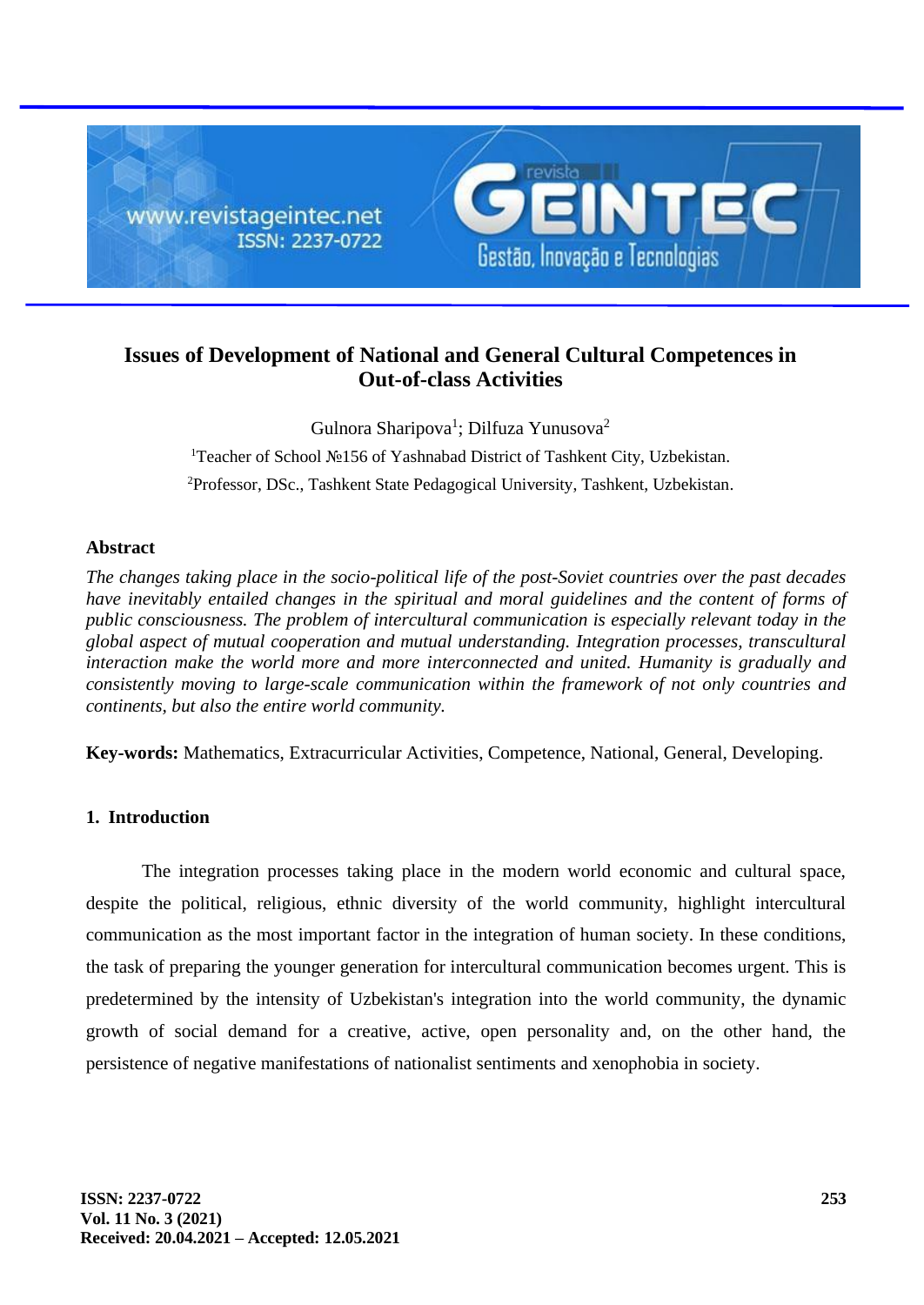# Issues of Development of National and General Cultural Competences in Out-of-class Activities

Gulnora Sharipova[1]; Dilfuza Yunusova[2]

[1]Teacher of School №156 of Yashnabad District of Tashkent City, Uzbekistan.

[2]Professor, DSc., Tashkent State Pedagogical University, Tashkent, Uzbekistan.

## Abstract

*The changes taking place in the socio-political life of the post-Soviet countries over the past decades have inevitably entailed changes in the spiritual and moral guidelines and the content of forms of public consciousness. The problem of intercultural communication is especially relevant today in the global aspect of mutual cooperation and mutual understanding. Integration processes, transcultural interaction make the world more and more interconnected and united. Humanity is gradually and consistently moving to large-scale communication within the framework of not only countries and continents, but also the entire world community.*

**Key-words:** Mathematics, Extracurricular Activities, Competence, National, General, Developing.

## 1. Introduction

The integration processes taking place in the modern world economic and cultural space, despite the political, religious, ethnic diversity of the world community, highlight intercultural communication as the most important factor in the integration of human society. In these conditions, the task of preparing the younger generation for intercultural communication becomes urgent. This is predetermined by the intensity of Uzbekistan's integration into the world community, the dynamic growth of social demand for a creative, active, open personality and, on the other hand, the persistence of negative manifestations of nationalist sentiments and xenophobia in society.

Received: 20.04.2021 – Accepted: 12.05.2021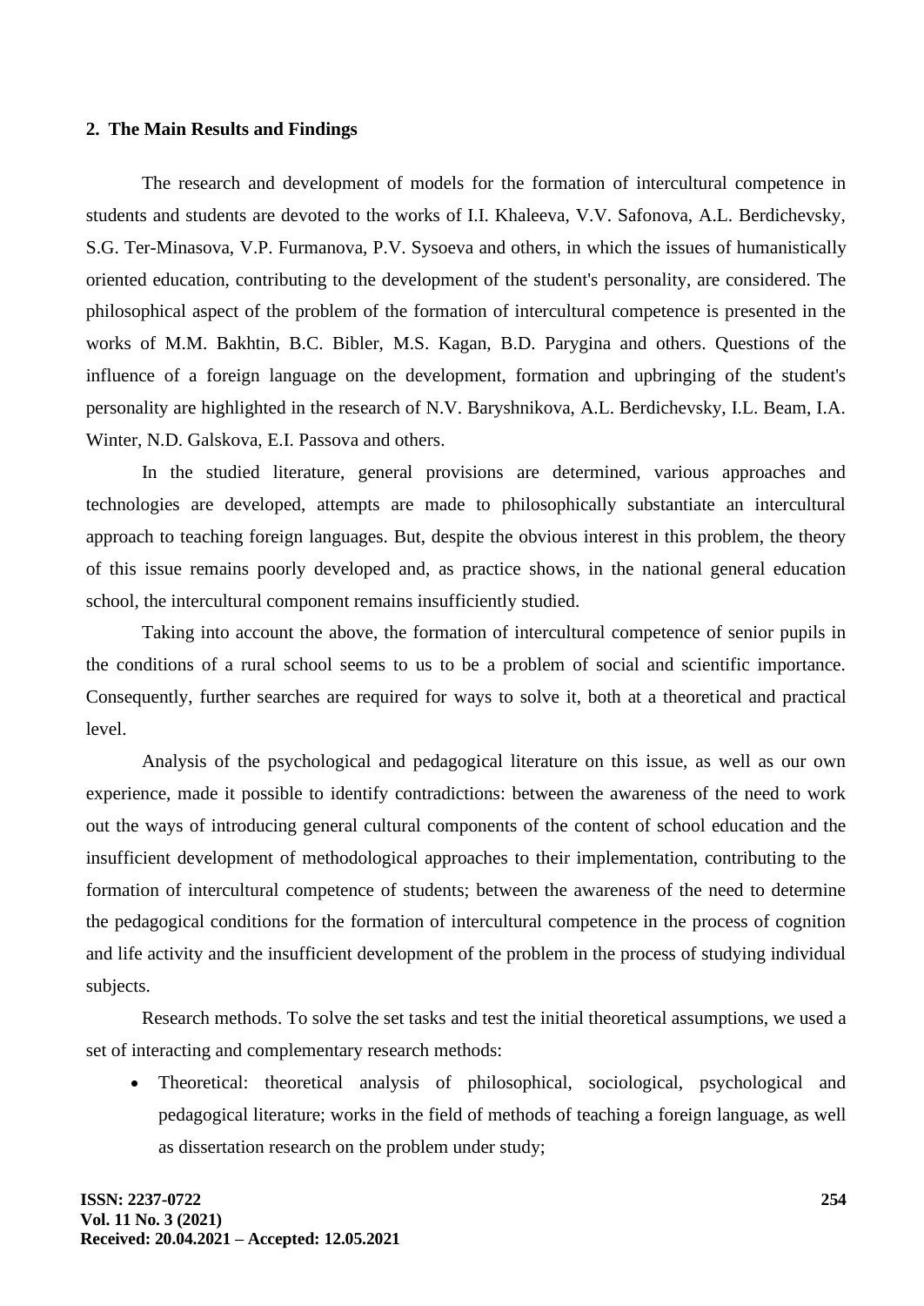## 2. The Main Results and Findings

The research and development of models for the formation of intercultural competence in students and students are devoted to the works of I.I. Khaleeva, V.V. Safonova, A.L. Berdichevsky, S.G. Ter-Minasova, V.P. Furmanova, P.V. Sysoeva and others, in which the issues of humanistically oriented education, contributing to the development of the student's personality, are considered. The philosophical aspect of the problem of the formation of intercultural competence is presented in the works of M.M. Bakhtin, B.C. Bibler, M.S. Kagan, B.D. Parygina and others. Questions of the influence of a foreign language on the development, formation and upbringing of the student's personality are highlighted in the research of N.V. Baryshnikova, A.L. Berdichevsky, I.L. Beam, I.A. Winter, N.D. Galskova, E.I. Passova and others.

In the studied literature, general provisions are determined, various approaches and technologies are developed, attempts are made to philosophically substantiate an intercultural approach to teaching foreign languages. But, despite the obvious interest in this problem, the theory of this issue remains poorly developed and, as practice shows, in the national general education school, the intercultural component remains insufficiently studied.

Taking into account the above, the formation of intercultural competence of senior pupils in the conditions of a rural school seems to us to be a problem of social and scientific importance. Consequently, further searches are required for ways to solve it, both at a theoretical and practical level.

Analysis of the psychological and pedagogical literature on this issue, as well as our own experience, made it possible to identify contradictions: between the awareness of the need to work out the ways of introducing general cultural components of the content of school education and the insufficient development of methodological approaches to their implementation, contributing to the formation of intercultural competence of students; between the awareness of the need to determine the pedagogical conditions for the formation of intercultural competence in the process of cognition and life activity and the insufficient development of the problem in the process of studying individual subjects.

Research methods. To solve the set tasks and test the initial theoretical assumptions, we used a set of interacting and complementary research methods:

- Theoretical: theoretical analysis of philosophical, sociological, psychological and pedagogical literature; works in the field of methods of teaching a foreign language, as well as dissertation research on the problem under study;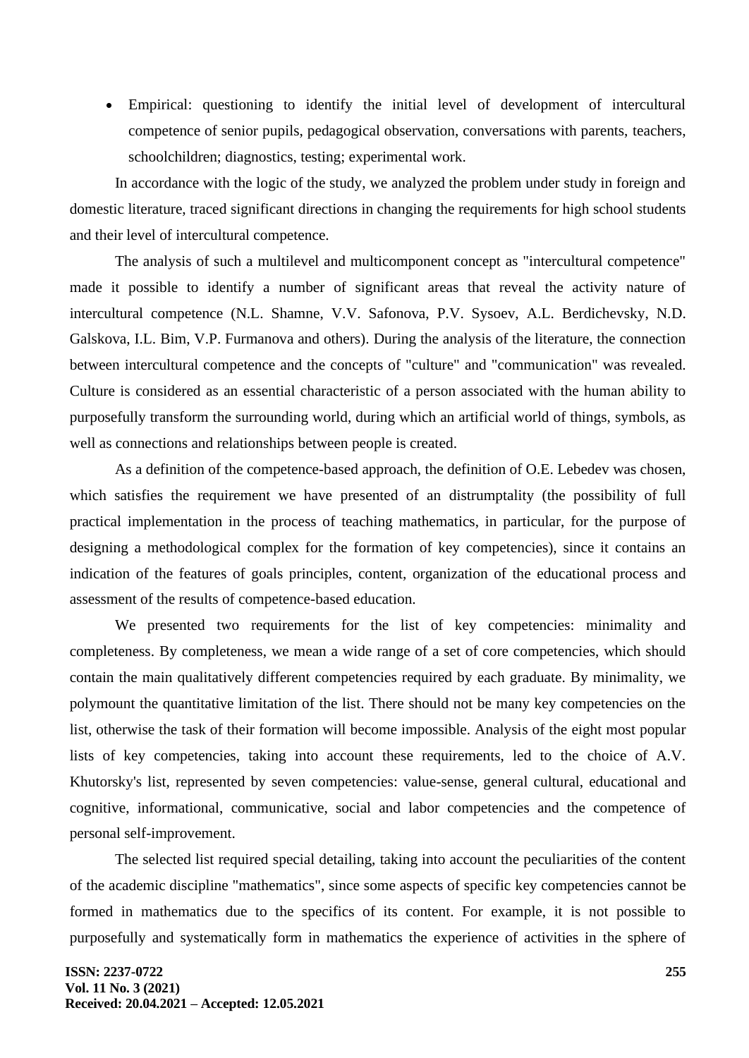- Empirical: questioning to identify the initial level of development of intercultural competence of senior pupils, pedagogical observation, conversations with parents, teachers, schoolchildren; diagnostics, testing; experimental work.

In accordance with the logic of the study, we analyzed the problem under study in foreign and domestic literature, traced significant directions in changing the requirements for high school students and their level of intercultural competence.

The analysis of such a multilevel and multicomponent concept as "intercultural competence" made it possible to identify a number of significant areas that reveal the activity nature of intercultural competence (N.L. Shamne, V.V. Safonova, P.V. Sysoev, A.L. Berdichevsky, N.D. Galskova, I.L. Bim, V.P. Furmanova and others). During the analysis of the literature, the connection between intercultural competence and the concepts of "culture" and "communication" was revealed. Culture is considered as an essential characteristic of a person associated with the human ability to purposefully transform the surrounding world, during which an artificial world of things, symbols, as well as connections and relationships between people is created.

As a definition of the competence-based approach, the definition of O.E. Lebedev was chosen, which satisfies the requirement we have presented of an distrumptality (the possibility of full practical implementation in the process of teaching mathematics, in particular, for the purpose of designing a methodological complex for the formation of key competencies), since it contains an indication of the features of goals principles, content, organization of the educational process and assessment of the results of competence-based education.

We presented two requirements for the list of key competencies: minimality and completeness. By completeness, we mean a wide range of a set of core competencies, which should contain the main qualitatively different competencies required by each graduate. By minimality, we polymount the quantitative limitation of the list. There should not be many key competencies on the list, otherwise the task of their formation will become impossible. Analysis of the eight most popular lists of key competencies, taking into account these requirements, led to the choice of A.V. Khutorsky's list, represented by seven competencies: value-sense, general cultural, educational and cognitive, informational, communicative, social and labor competencies and the competence of personal self-improvement.

The selected list required special detailing, taking into account the peculiarities of the content of the academic discipline "mathematics", since some aspects of specific key competencies cannot be formed in mathematics due to the specifics of its content. For example, it is not possible to purposefully and systematically form in mathematics the experience of activities in the sphere of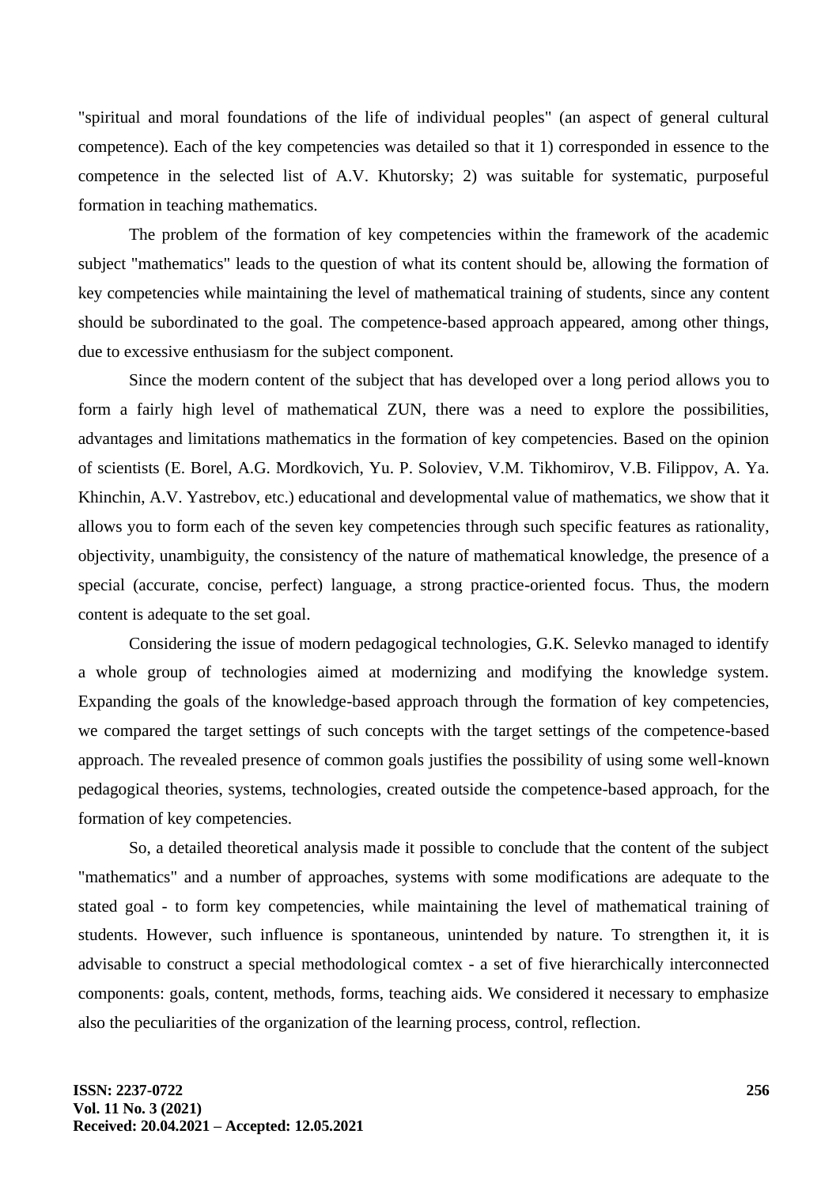"spiritual and moral foundations of the life of individual peoples" (an aspect of general cultural competence). Each of the key competencies was detailed so that it 1) corresponded in essence to the competence in the selected list of A.V. Khutorsky; 2) was suitable for systematic, purposeful formation in teaching mathematics.

The problem of the formation of key competencies within the framework of the academic subject "mathematics" leads to the question of what its content should be, allowing the formation of key competencies while maintaining the level of mathematical training of students, since any content should be subordinated to the goal. The competence-based approach appeared, among other things, due to excessive enthusiasm for the subject component.

Since the modern content of the subject that has developed over a long period allows you to form a fairly high level of mathematical ZUN, there was a need to explore the possibilities, advantages and limitations mathematics in the formation of key competencies. Based on the opinion of scientists (E. Borel, A.G. Mordkovich, Yu. P. Soloviev, V.M. Tikhomirov, V.B. Filippov, A. Ya. Khinchin, A.V. Yastrebov, etc.) educational and developmental value of mathematics, we show that it allows you to form each of the seven key competencies through such specific features as rationality, objectivity, unambiguity, the consistency of the nature of mathematical knowledge, the presence of a special (accurate, concise, perfect) language, a strong practice-oriented focus. Thus, the modern content is adequate to the set goal.

Considering the issue of modern pedagogical technologies, G.K. Selevko managed to identify a whole group of technologies aimed at modernizing and modifying the knowledge system. Expanding the goals of the knowledge-based approach through the formation of key competencies, we compared the target settings of such concepts with the target settings of the competence-based approach. The revealed presence of common goals justifies the possibility of using some well-known pedagogical theories, systems, technologies, created outside the competence-based approach, for the formation of key competencies.

So, a detailed theoretical analysis made it possible to conclude that the content of the subject "mathematics" and a number of approaches, systems with some modifications are adequate to the stated goal - to form key competencies, while maintaining the level of mathematical training of students. However, such influence is spontaneous, unintended by nature. To strengthen it, it is advisable to construct a special methodological comtex - a set of five hierarchically interconnected components: goals, content, methods, forms, teaching aids. We considered it necessary to emphasize also the peculiarities of the organization of the learning process, control, reflection.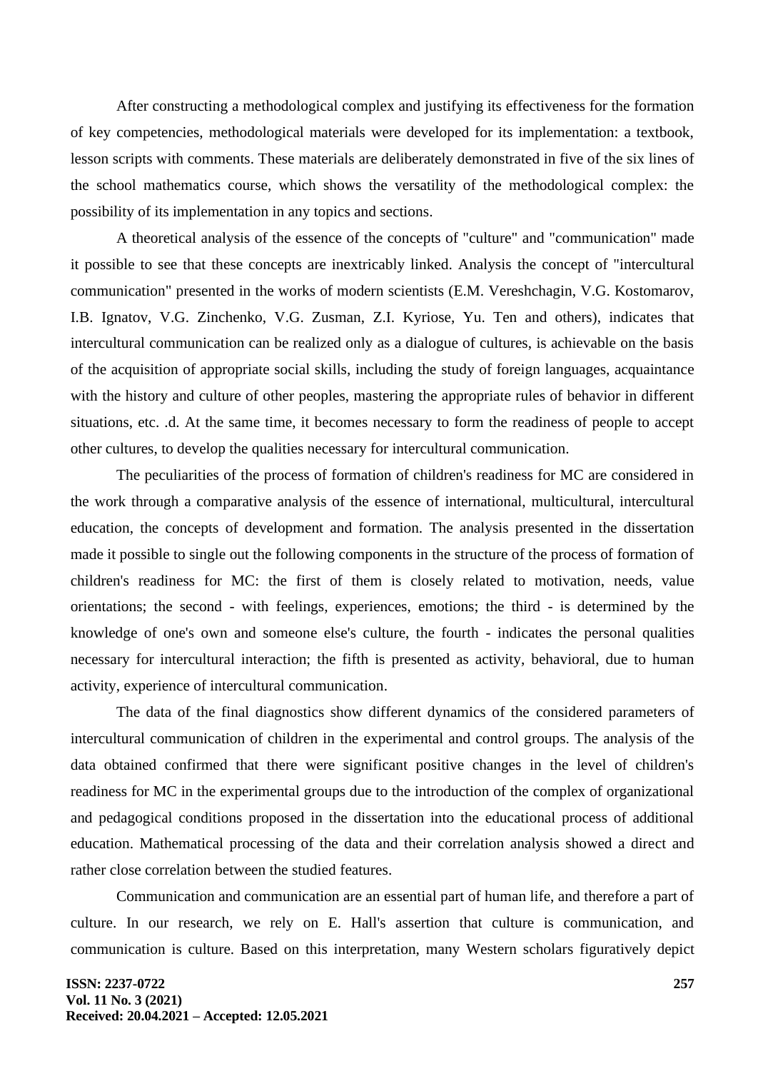After constructing a methodological complex and justifying its effectiveness for the formation of key competencies, methodological materials were developed for its implementation: a textbook, lesson scripts with comments. These materials are deliberately demonstrated in five of the six lines of the school mathematics course, which shows the versatility of the methodological complex: the possibility of its implementation in any topics and sections.

A theoretical analysis of the essence of the concepts of "culture" and "communication" made it possible to see that these concepts are inextricably linked. Analysis the concept of "intercultural communication" presented in the works of modern scientists (E.M. Vereshchagin, V.G. Kostomarov, I.B. Ignatov, V.G. Zinchenko, V.G. Zusman, Z.I. Kyriose, Yu. Ten and others), indicates that intercultural communication can be realized only as a dialogue of cultures, is achievable on the basis of the acquisition of appropriate social skills, including the study of foreign languages, acquaintance with the history and culture of other peoples, mastering the appropriate rules of behavior in different situations, etc. .d. At the same time, it becomes necessary to form the readiness of people to accept other cultures, to develop the qualities necessary for intercultural communication.

The peculiarities of the process of formation of children's readiness for MC are considered in the work through a comparative analysis of the essence of international, multicultural, intercultural education, the concepts of development and formation. The analysis presented in the dissertation made it possible to single out the following components in the structure of the process of formation of children's readiness for MC: the first of them is closely related to motivation, needs, value orientations; the second - with feelings, experiences, emotions; the third - is determined by the knowledge of one's own and someone else's culture, the fourth - indicates the personal qualities necessary for intercultural interaction; the fifth is presented as activity, behavioral, due to human activity, experience of intercultural communication.

The data of the final diagnostics show different dynamics of the considered parameters of intercultural communication of children in the experimental and control groups. The analysis of the data obtained confirmed that there were significant positive changes in the level of children's readiness for MC in the experimental groups due to the introduction of the complex of organizational and pedagogical conditions proposed in the dissertation into the educational process of additional education. Mathematical processing of the data and their correlation analysis showed a direct and rather close correlation between the studied features.

Communication and communication are an essential part of human life, and therefore a part of culture. In our research, we rely on E. Hall's assertion that culture is communication, and communication is culture. Based on this interpretation, many Western scholars figuratively depict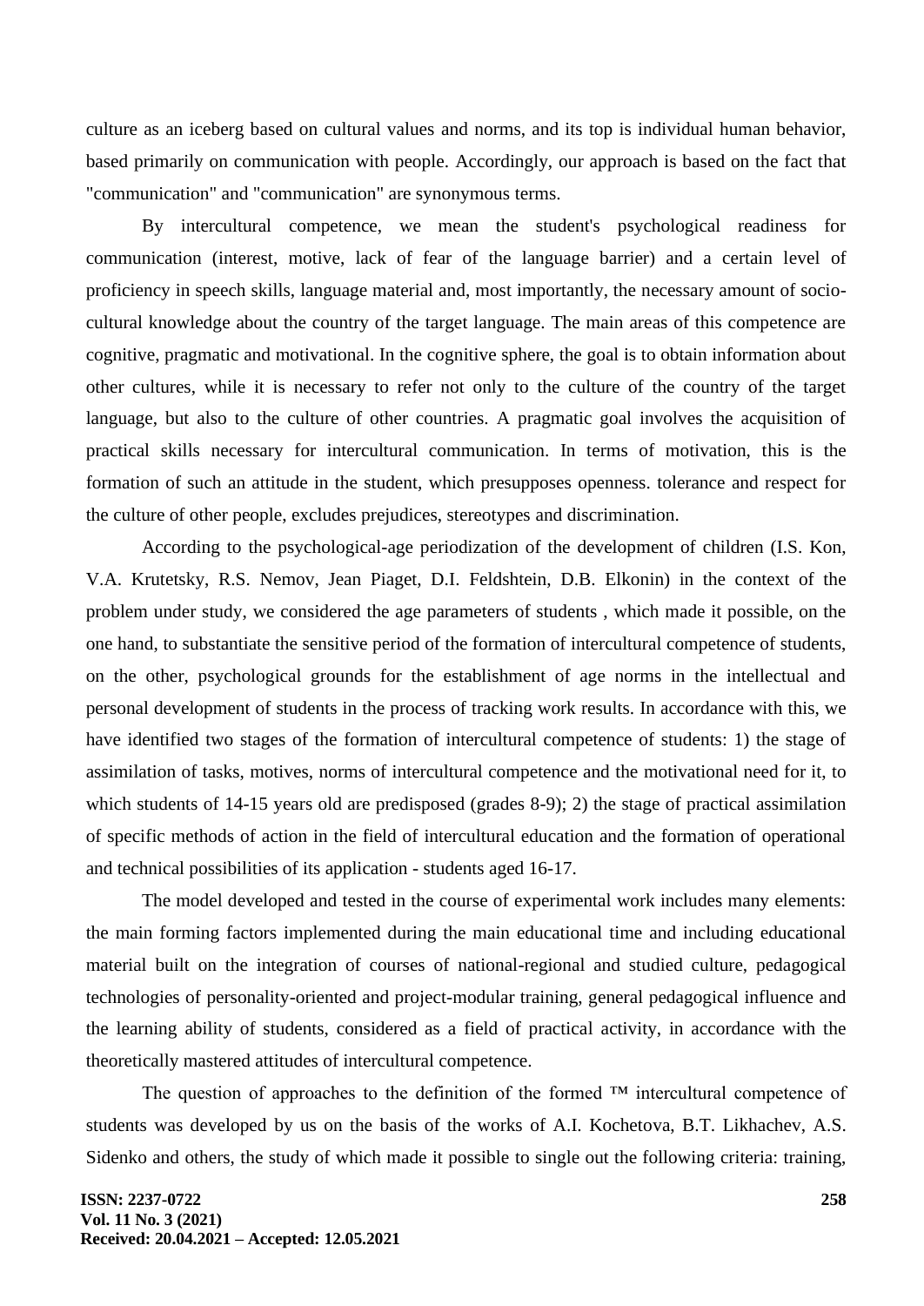culture as an iceberg based on cultural values and norms, and its top is individual human behavior, based primarily on communication with people. Accordingly, our approach is based on the fact that "communication" and "communication" are synonymous terms.

By intercultural competence, we mean the student's psychological readiness for communication (interest, motive, lack of fear of the language barrier) and a certain level of proficiency in speech skills, language material and, most importantly, the necessary amount of socio-cultural knowledge about the country of the target language. The main areas of this competence are cognitive, pragmatic and motivational. In the cognitive sphere, the goal is to obtain information about other cultures, while it is necessary to refer not only to the culture of the country of the target language, but also to the culture of other countries. A pragmatic goal involves the acquisition of practical skills necessary for intercultural communication. In terms of motivation, this is the formation of such an attitude in the student, which presupposes openness. tolerance and respect for the culture of other people, excludes prejudices, stereotypes and discrimination.

According to the psychological-age periodization of the development of children (I.S. Kon, V.A. Krutetsky, R.S. Nemov, Jean Piaget, D.I. Feldshtein, D.B. Elkonin) in the context of the problem under study, we considered the age parameters of students , which made it possible, on the one hand, to substantiate the sensitive period of the formation of intercultural competence of students, on the other, psychological grounds for the establishment of age norms in the intellectual and personal development of students in the process of tracking work results. In accordance with this, we have identified two stages of the formation of intercultural competence of students: 1) the stage of assimilation of tasks, motives, norms of intercultural competence and the motivational need for it, to which students of 14-15 years old are predisposed (grades 8-9); 2) the stage of practical assimilation of specific methods of action in the field of intercultural education and the formation of operational and technical possibilities of its application - students aged 16-17.

The model developed and tested in the course of experimental work includes many elements: the main forming factors implemented during the main educational time and including educational material built on the integration of courses of national-regional and studied culture, pedagogical technologies of personality-oriented and project-modular training, general pedagogical influence and the learning ability of students, considered as a field of practical activity, in accordance with the theoretically mastered attitudes of intercultural competence.

The question of approaches to the definition of the formed ™ intercultural competence of students was developed by us on the basis of the works of A.I. Kochetova, B.T. Likhachev, A.S. Sidenko and others, the study of which made it possible to single out the following criteria: training,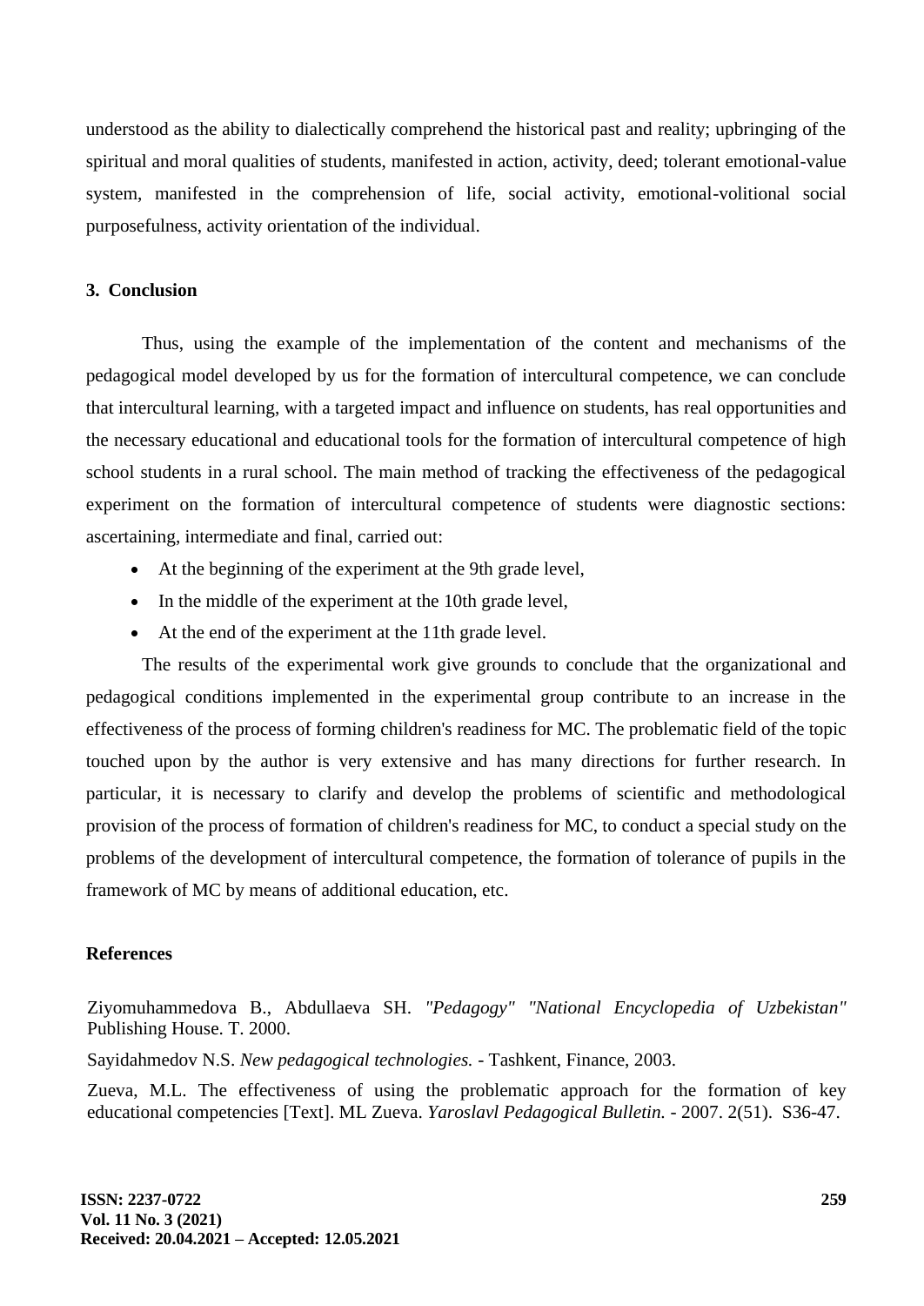understood as the ability to dialectically comprehend the historical past and reality; upbringing of the spiritual and moral qualities of students, manifested in action, activity, deed; tolerant emotional-value system, manifested in the comprehension of life, social activity, emotional-volitional social purposefulness, activity orientation of the individual.

## 3. Conclusion

Thus, using the example of the implementation of the content and mechanisms of the pedagogical model developed by us for the formation of intercultural competence, we can conclude that intercultural learning, with a targeted impact and influence on students, has real opportunities and the necessary educational and educational tools for the formation of intercultural competence of high school students in a rural school. The main method of tracking the effectiveness of the pedagogical experiment on the formation of intercultural competence of students were diagnostic sections: ascertaining, intermediate and final, carried out:

- At the beginning of the experiment at the 9th grade level,
- In the middle of the experiment at the 10th grade level,
- At the end of the experiment at the 11th grade level.

The results of the experimental work give grounds to conclude that the organizational and pedagogical conditions implemented in the experimental group contribute to an increase in the effectiveness of the process of forming children's readiness for MC. The problematic field of the topic touched upon by the author is very extensive and has many directions for further research. In particular, it is necessary to clarify and develop the problems of scientific and methodological provision of the process of formation of children's readiness for MC, to conduct a special study on the problems of the development of intercultural competence, the formation of tolerance of pupils in the framework of MC by means of additional education, etc.

## References

Ziyomuhammedova B., Abdullaeva SH. *"Pedagogy" "National Encyclopedia of Uzbekistan"* Publishing House. T. 2000.

Sayidahmedov N.S. *New pedagogical technologies.* - Tashkent, Finance, 2003.

Zueva, M.L. The effectiveness of using the problematic approach for the formation of key educational competencies [Text]. ML Zueva. *Yaroslavl Pedagogical Bulletin.* - 2007. 2(51). S36-47.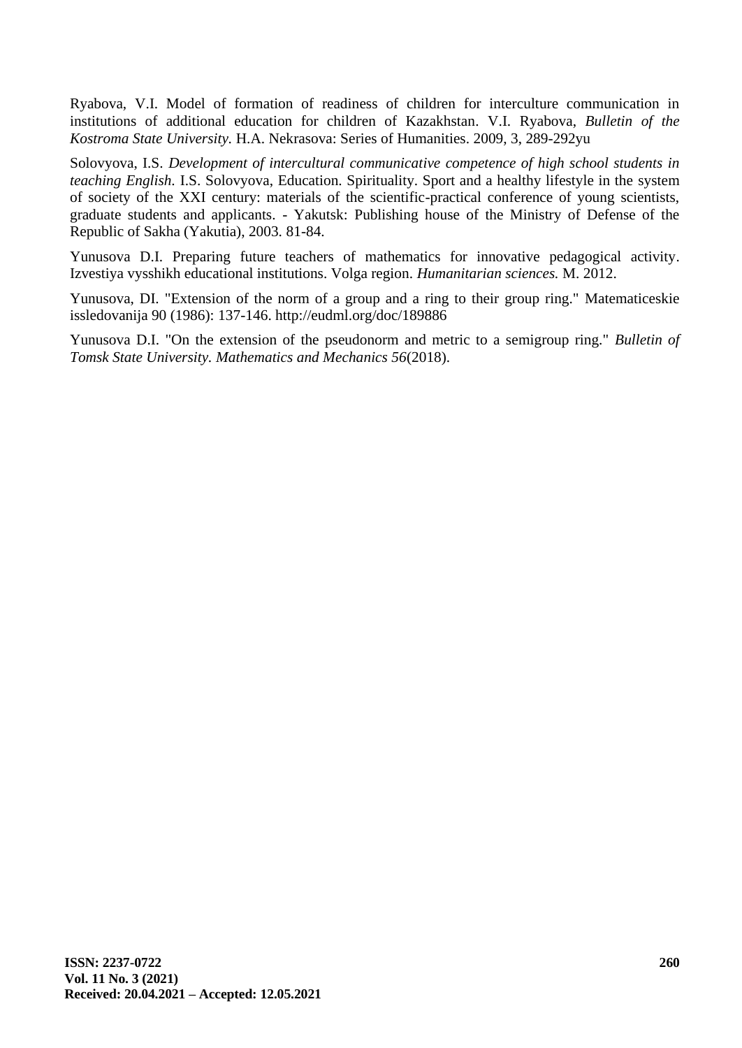Ryabova, V.I. Model of formation of readiness of children for interculture communication in institutions of additional education for children of Kazakhstan. V.I. Ryabova, *Bulletin of the Kostroma State University*. H.A. Nekrasova: Series of Humanities. 2009, 3, 289-292yu

Solovyova, I.S. *Development of intercultural communicative competence of high school students in teaching English*. I.S. Solovyova, Education. Spirituality. Sport and a healthy lifestyle in the system of society of the XXI century: materials of the scientific-practical conference of young scientists, graduate students and applicants. - Yakutsk: Publishing house of the Ministry of Defense of the Republic of Sakha (Yakutia), 2003. 81-84.

Yunusova D.I. Preparing future teachers of mathematics for innovative pedagogical activity. Izvestiya vysshikh educational institutions. Volga region. *Humanitarian sciences.* M. 2012.

Yunusova, DI. "Extension of the norm of a group and a ring to their group ring." Matematiceskie issledovanija 90 (1986): 137-146. http://eudml.org/doc/189886

Yunusova D.I. "On the extension of the pseudonorm and metric to a semigroup ring." *Bulletin of Tomsk State University. Mathematics and Mechanics 56*(2018).